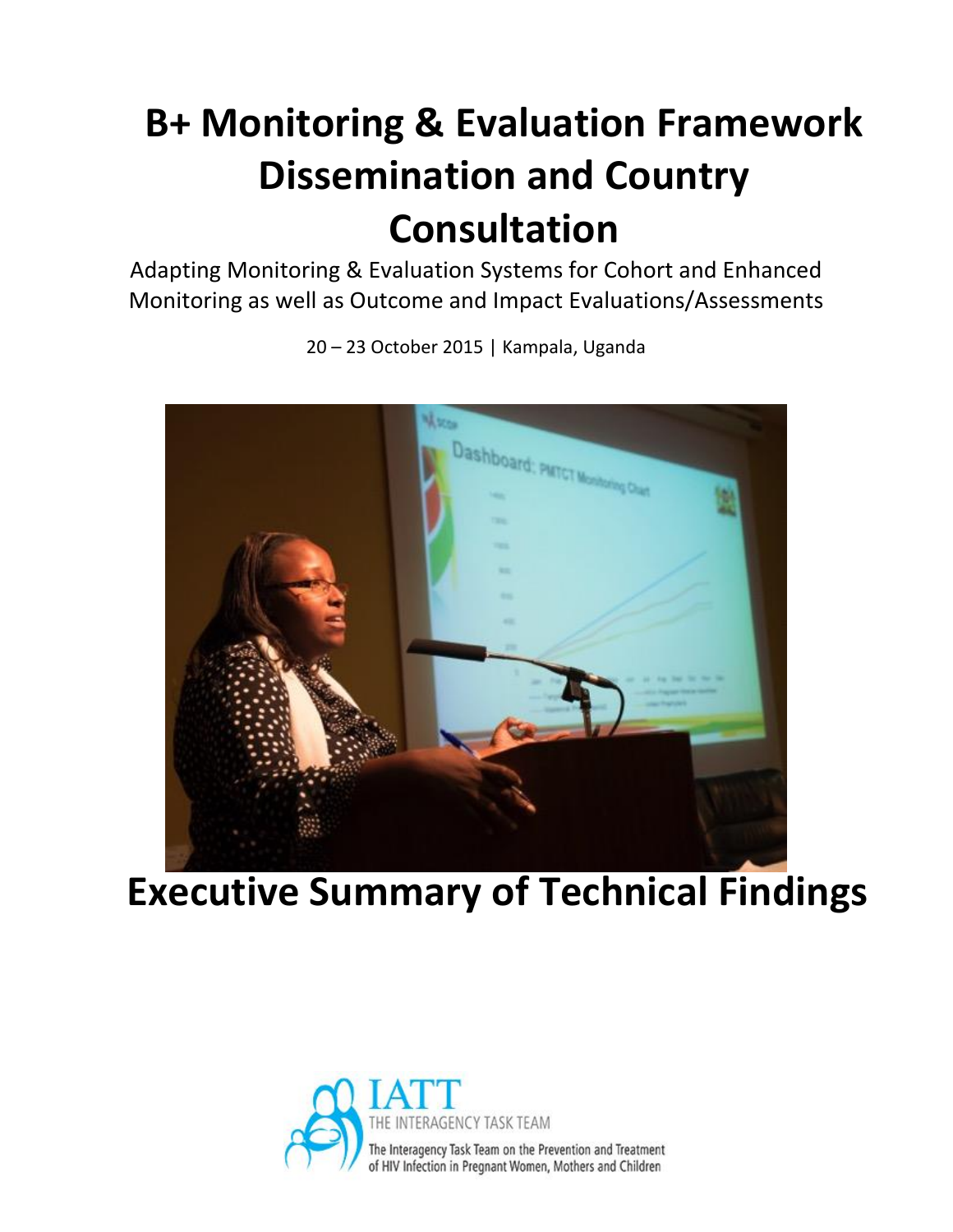# B+ Monitoring & Evaluation Framework Dissemination and Country Consultation

Adapting Monitoring & Evaluation Systems for Cohort and Enhanced Monitoring as well as Outcome and Impact Evaluations/Assessments

20 – 23 October 2015 | Kampala, Uganda

# Executive Summary of Technical Findings

IATT
THE INTERAGENCY TASK TEAM
The Interagency Task Team on the Prevention and Treatment of HIV Infection in Pregnant Women, Mothers and Children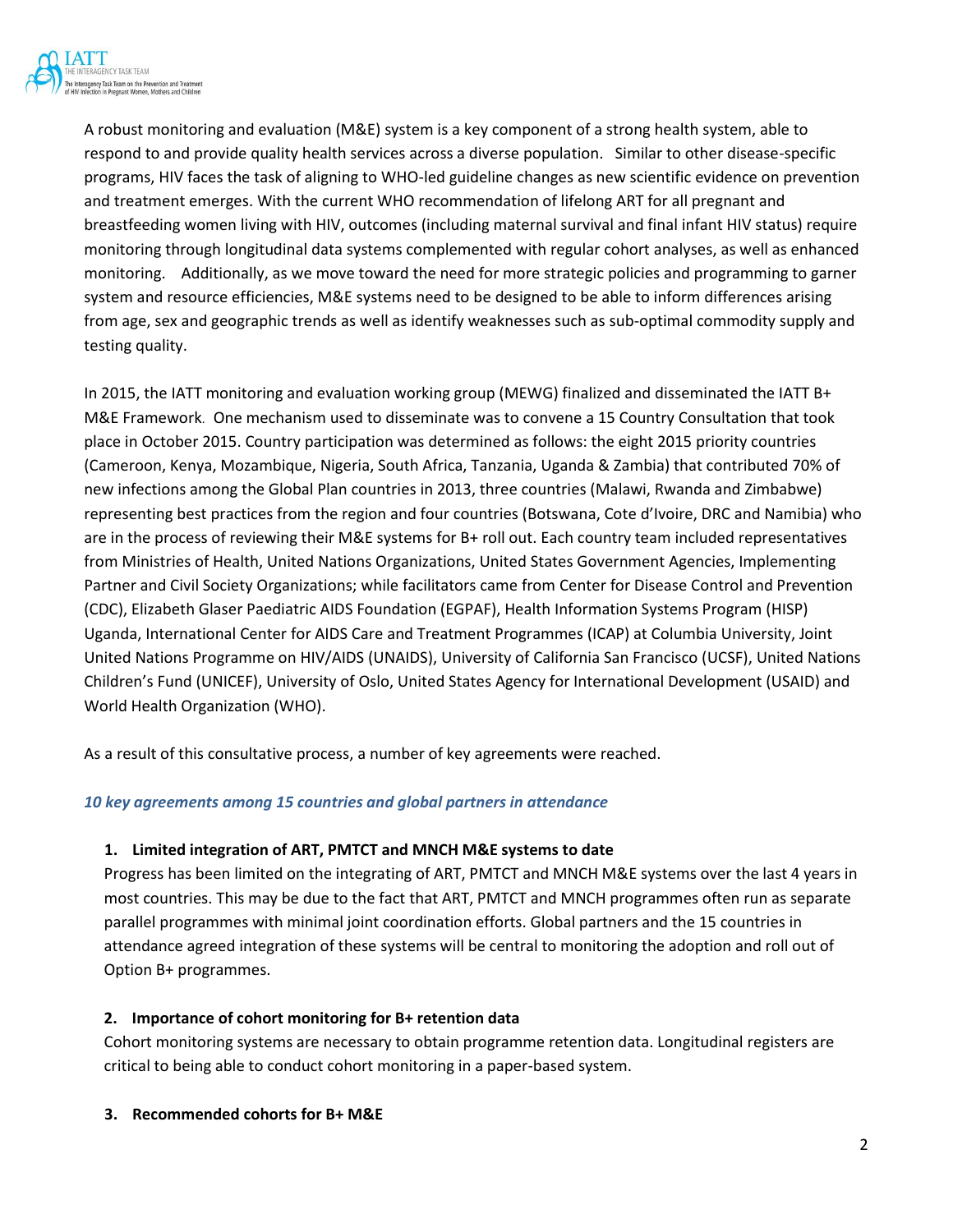A robust monitoring and evaluation (M&E) system is a key component of a strong health system, able to respond to and provide quality health services across a diverse population. Similar to other disease-specific programs, HIV faces the task of aligning to WHO-led guideline changes as new scientific evidence on prevention and treatment emerges. With the current WHO recommendation of lifelong ART for all pregnant and breastfeeding women living with HIV, outcomes (including maternal survival and final infant HIV status) require monitoring through longitudinal data systems complemented with regular cohort analyses, as well as enhanced monitoring. Additionally, as we move toward the need for more strategic policies and programming to garner system and resource efficiencies, M&E systems need to be designed to be able to inform differences arising from age, sex and geographic trends as well as identify weaknesses such as sub-optimal commodity supply and testing quality.

In 2015, the IATT monitoring and evaluation working group (MEWG) finalized and disseminated the IATT B+ M&E Framework. One mechanism used to disseminate was to convene a 15 Country Consultation that took place in October 2015. Country participation was determined as follows: the eight 2015 priority countries (Cameroon, Kenya, Mozambique, Nigeria, South Africa, Tanzania, Uganda & Zambia) that contributed 70% of new infections among the Global Plan countries in 2013, three countries (Malawi, Rwanda and Zimbabwe) representing best practices from the region and four countries (Botswana, Cote d'Ivoire, DRC and Namibia) who are in the process of reviewing their M&E systems for B+ roll out. Each country team included representatives from Ministries of Health, United Nations Organizations, United States Government Agencies, Implementing Partner and Civil Society Organizations; while facilitators came from Center for Disease Control and Prevention (CDC), Elizabeth Glaser Paediatric AIDS Foundation (EGPAF), Health Information Systems Program (HISP) Uganda, International Center for AIDS Care and Treatment Programmes (ICAP) at Columbia University, Joint United Nations Programme on HIV/AIDS (UNAIDS), University of California San Francisco (UCSF), United Nations Children's Fund (UNICEF), University of Oslo, United States Agency for International Development (USAID) and World Health Organization (WHO).

As a result of this consultative process, a number of key agreements were reached.

### *10 key agreements among 15 countries and global partners in attendance*

1. **Limited integration of ART, PMTCT and MNCH M&E systems to date**
   Progress has been limited on the integrating of ART, PMTCT and MNCH M&E systems over the last 4 years in most countries. This may be due to the fact that ART, PMTCT and MNCH programmes often run as separate parallel programmes with minimal joint coordination efforts. Global partners and the 15 countries in attendance agreed integration of these systems will be central to monitoring the adoption and roll out of Option B+ programmes.

2. **Importance of cohort monitoring for B+ retention data**
   Cohort monitoring systems are necessary to obtain programme retention data. Longitudinal registers are critical to being able to conduct cohort monitoring in a paper-based system.

3. **Recommended cohorts for B+ M&E**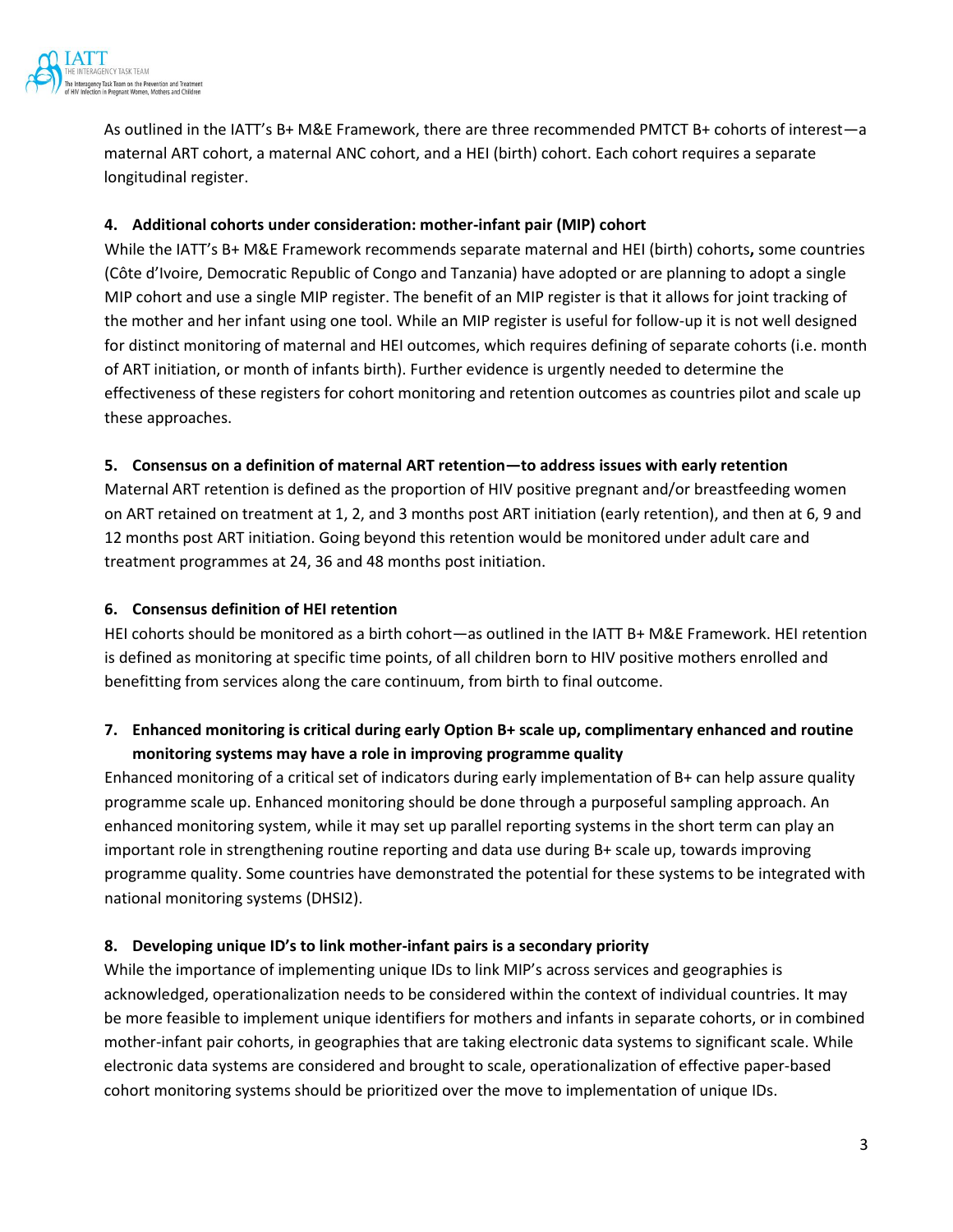As outlined in the IATT's B+ M&E Framework, there are three recommended PMTCT B+ cohorts of interest—a maternal ART cohort, a maternal ANC cohort, and a HEI (birth) cohort. Each cohort requires a separate longitudinal register.

**4. Additional cohorts under consideration: mother-infant pair (MIP) cohort**

While the IATT's B+ M&E Framework recommends separate maternal and HEI (birth) cohorts**,** some countries (Côte d'Ivoire, Democratic Republic of Congo and Tanzania) have adopted or are planning to adopt a single MIP cohort and use a single MIP register. The benefit of an MIP register is that it allows for joint tracking of the mother and her infant using one tool. While an MIP register is useful for follow-up it is not well designed for distinct monitoring of maternal and HEI outcomes, which requires defining of separate cohorts (i.e. month of ART initiation, or month of infants birth). Further evidence is urgently needed to determine the effectiveness of these registers for cohort monitoring and retention outcomes as countries pilot and scale up these approaches.

**5. Consensus on a definition of maternal ART retention—to address issues with early retention**

Maternal ART retention is defined as the proportion of HIV positive pregnant and/or breastfeeding women on ART retained on treatment at 1, 2, and 3 months post ART initiation (early retention), and then at 6, 9 and 12 months post ART initiation. Going beyond this retention would be monitored under adult care and treatment programmes at 24, 36 and 48 months post initiation.

**6. Consensus definition of HEI retention**

HEI cohorts should be monitored as a birth cohort—as outlined in the IATT B+ M&E Framework. HEI retention is defined as monitoring at specific time points, of all children born to HIV positive mothers enrolled and benefitting from services along the care continuum, from birth to final outcome.

**7. Enhanced monitoring is critical during early Option B+ scale up, complimentary enhanced and routine monitoring systems may have a role in improving programme quality**

Enhanced monitoring of a critical set of indicators during early implementation of B+ can help assure quality programme scale up. Enhanced monitoring should be done through a purposeful sampling approach. An enhanced monitoring system, while it may set up parallel reporting systems in the short term can play an important role in strengthening routine reporting and data use during B+ scale up, towards improving programme quality. Some countries have demonstrated the potential for these systems to be integrated with national monitoring systems (DHSI2).

**8. Developing unique ID's to link mother-infant pairs is a secondary priority**

While the importance of implementing unique IDs to link MIP's across services and geographies is acknowledged, operationalization needs to be considered within the context of individual countries. It may be more feasible to implement unique identifiers for mothers and infants in separate cohorts, or in combined mother-infant pair cohorts, in geographies that are taking electronic data systems to significant scale. While electronic data systems are considered and brought to scale, operationalization of effective paper-based cohort monitoring systems should be prioritized over the move to implementation of unique IDs.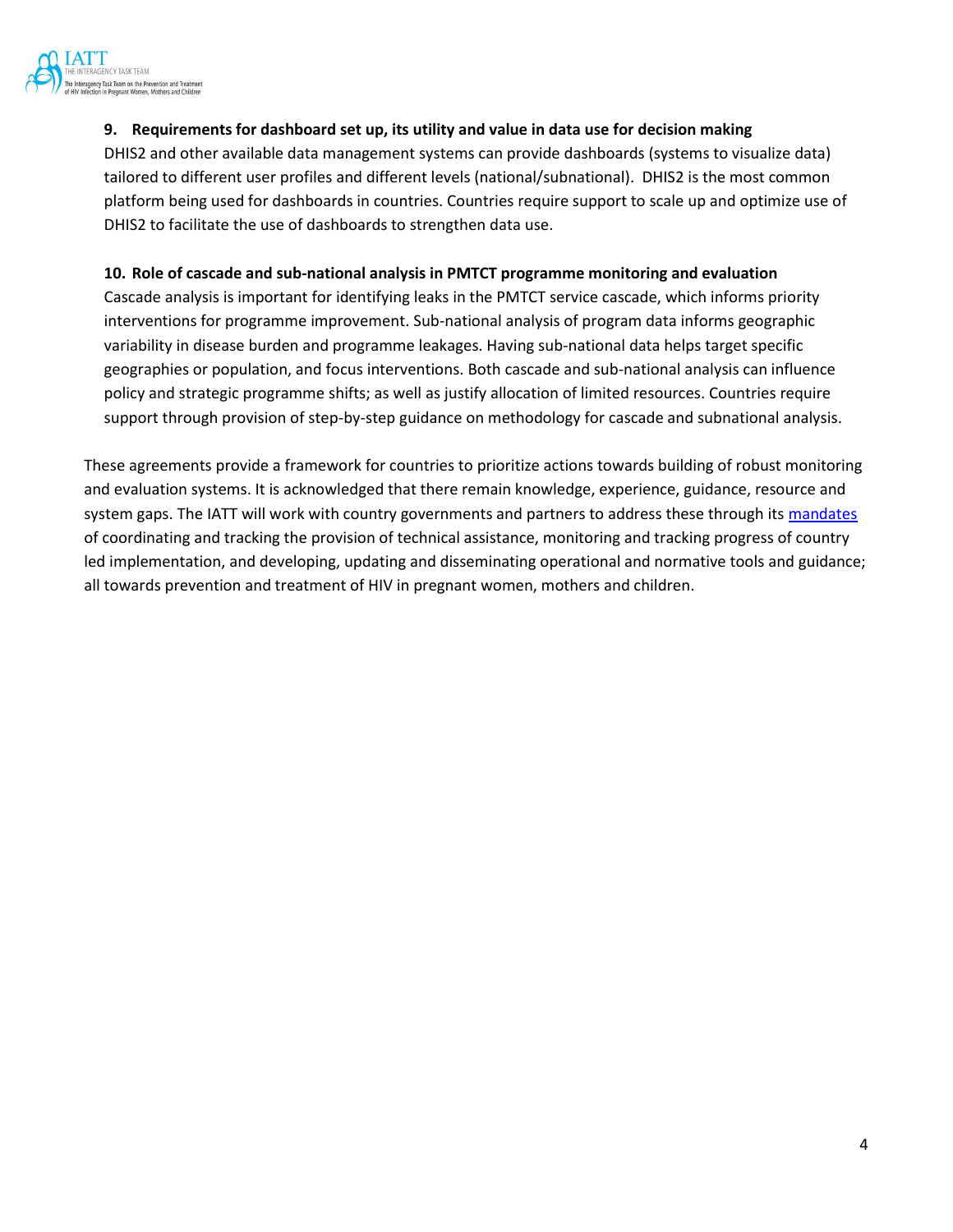**9. Requirements for dashboard set up, its utility and value in data use for decision making**

DHIS2 and other available data management systems can provide dashboards (systems to visualize data) tailored to different user profiles and different levels (national/subnational). DHIS2 is the most common platform being used for dashboards in countries. Countries require support to scale up and optimize use of DHIS2 to facilitate the use of dashboards to strengthen data use.

**10. Role of cascade and sub-national analysis in PMTCT programme monitoring and evaluation**

Cascade analysis is important for identifying leaks in the PMTCT service cascade, which informs priority interventions for programme improvement. Sub-national analysis of program data informs geographic variability in disease burden and programme leakages. Having sub-national data helps target specific geographies or population, and focus interventions. Both cascade and sub-national analysis can influence policy and strategic programme shifts; as well as justify allocation of limited resources. Countries require support through provision of step-by-step guidance on methodology for cascade and subnational analysis.

These agreements provide a framework for countries to prioritize actions towards building of robust monitoring and evaluation systems. It is acknowledged that there remain knowledge, experience, guidance, resource and system gaps. The IATT will work with country governments and partners to address these through its mandates of coordinating and tracking the provision of technical assistance, monitoring and tracking progress of country led implementation, and developing, updating and disseminating operational and normative tools and guidance; all towards prevention and treatment of HIV in pregnant women, mothers and children.